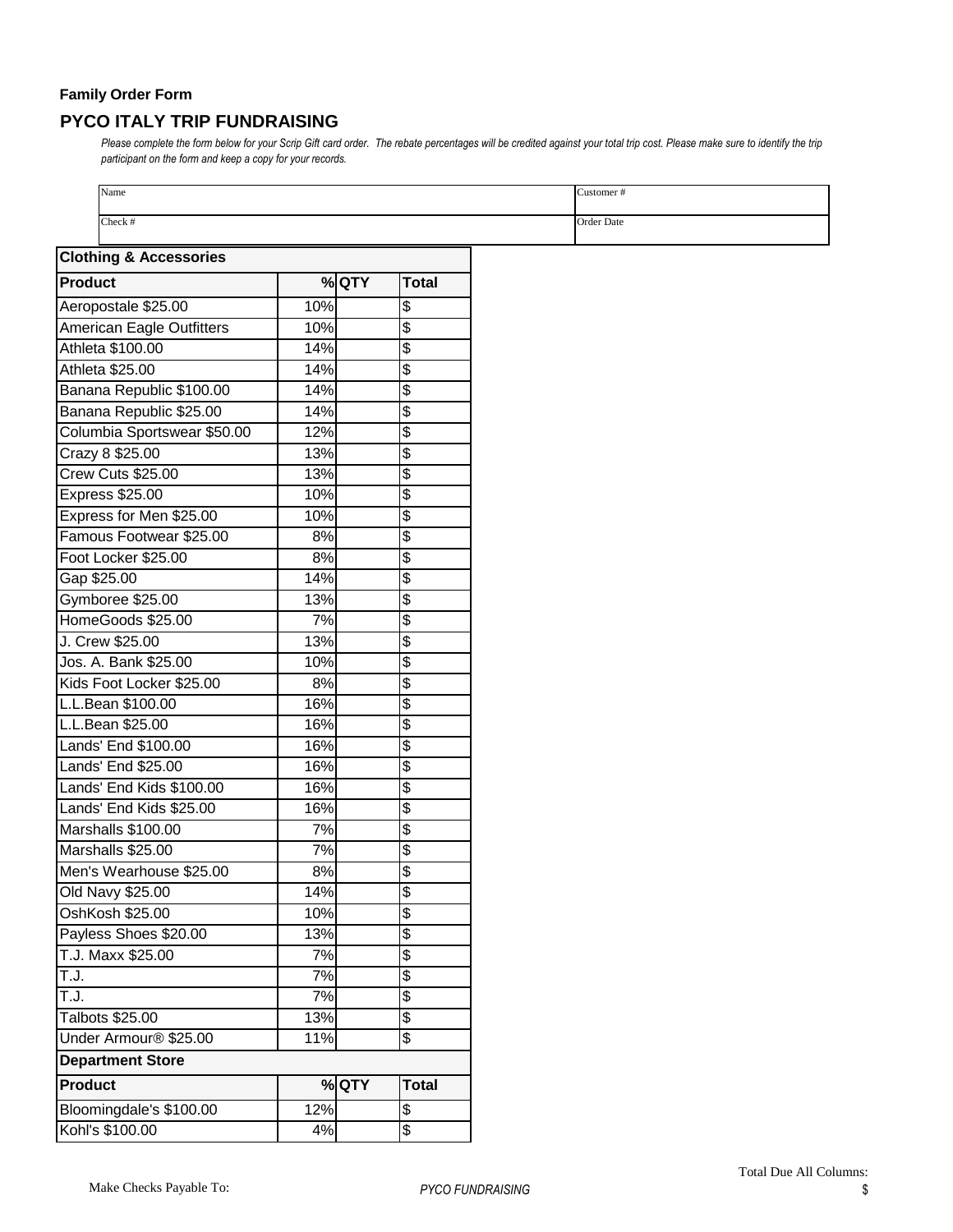**Family Order Form**

## PYCO ITALY TRIP FUNDRAISING

*Please complete the form below for your Scrip Gift card order. The rebate percentages will be credited against your total trip cost. Please make sure to identify the trip participant on the form and keep a copy for your records.*

| Name | Customer # |
|---|---|
| Check # | Order Date |

| **Clothing & Accessories** | | | |
|---|---|---|---|
| **Product** | **%** | **QTY** | **Total** |
| Aeropostale $25.00 | 10% | | $ |
| American Eagle Outfitters | 10% | | $ |
| Athleta $100.00 | 14% | | $ |
| Athleta $25.00 | 14% | | $ |
| Banana Republic $100.00 | 14% | | $ |
| Banana Republic $25.00 | 14% | | $ |
| Columbia Sportswear $50.00 | 12% | | $ |
| Crazy 8 $25.00 | 13% | | $ |
| Crew Cuts $25.00 | 13% | | $ |
| Express $25.00 | 10% | | $ |
| Express for Men $25.00 | 10% | | $ |
| Famous Footwear $25.00 | 8% | | $ |
| Foot Locker $25.00 | 8% | | $ |
| Gap $25.00 | 14% | | $ |
| Gymboree $25.00 | 13% | | $ |
| HomeGoods $25.00 | 7% | | $ |
| J. Crew $25.00 | 13% | | $ |
| Jos. A. Bank $25.00 | 10% | | $ |
| Kids Foot Locker $25.00 | 8% | | $ |
| L.L.Bean $100.00 | 16% | | $ |
| L.L.Bean $25.00 | 16% | | $ |
| Lands' End $100.00 | 16% | | $ |
| Lands' End $25.00 | 16% | | $ |
| Lands' End Kids $100.00 | 16% | | $ |
| Lands' End Kids $25.00 | 16% | | $ |
| Marshalls $100.00 | 7% | | $ |
| Marshalls $25.00 | 7% | | $ |
| Men's Wearhouse $25.00 | 8% | | $ |
| Old Navy $25.00 | 14% | | $ |
| OshKosh $25.00 | 10% | | $ |
| Payless Shoes $20.00 | 13% | | $ |
| T.J. Maxx $25.00 | 7% | | $ |
| T.J. | 7% | | $ |
| T.J. | 7% | | $ |
| Talbots $25.00 | 13% | | $ |
| Under Armour® $25.00 | 11% | | $ |
| **Department Store** | | | |
| **Product** | **%** | **QTY** | **Total** |
| Bloomingdale's $100.00 | 12% | | $ |
| Kohl's $100.00 | 4% | | $ |

Make Checks Payable To: *PYCO FUNDRAISING*

Total Due All Columns: $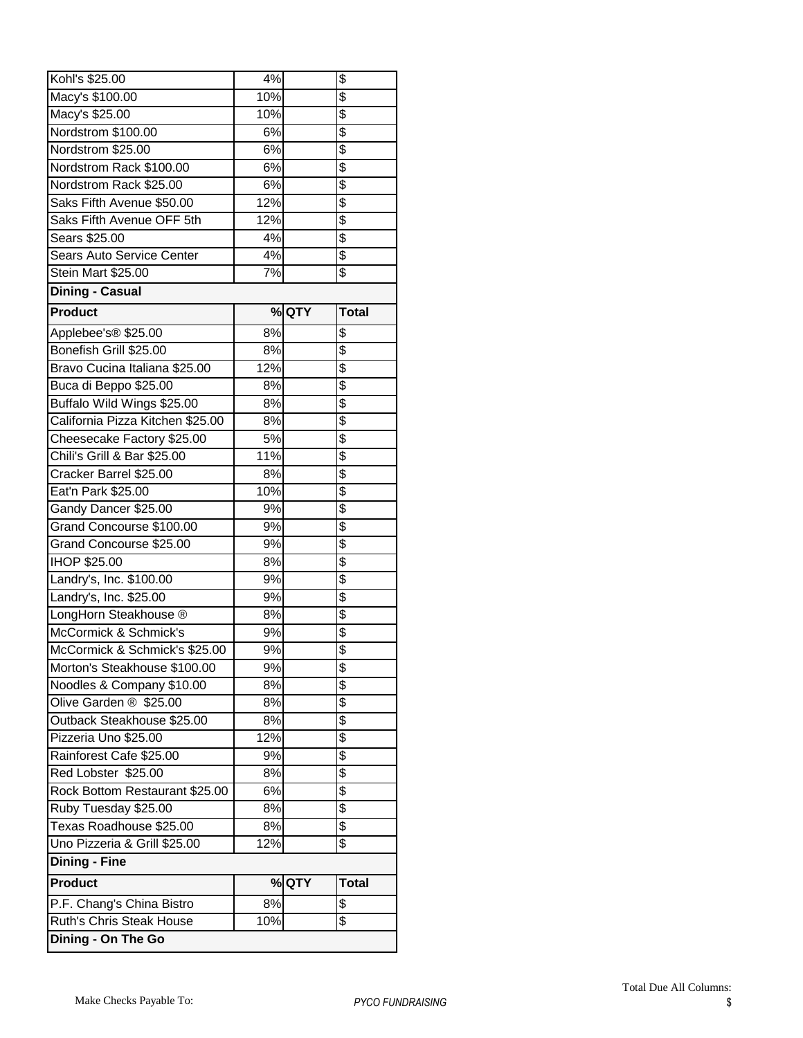| Product | % | QTY | Total |
|---|---|---|---|
| Kohl's $25.00 | 4% | | $ |
| Macy's $100.00 | 10% | | $ |
| Macy's $25.00 | 10% | | $ |
| Nordstrom $100.00 | 6% | | $ |
| Nordstrom $25.00 | 6% | | $ |
| Nordstrom Rack $100.00 | 6% | | $ |
| Nordstrom Rack $25.00 | 6% | | $ |
| Saks Fifth Avenue $50.00 | 12% | | $ |
| Saks Fifth Avenue OFF 5th | 12% | | $ |
| Sears $25.00 | 4% | | $ |
| Sears Auto Service Center | 4% | | $ |
| Stein Mart $25.00 | 7% | | $ |
| **Dining - Casual** | | | |
| **Product** | **%** | **QTY** | **Total** |
| Applebee's® $25.00 | 8% | | $ |
| Bonefish Grill $25.00 | 8% | | $ |
| Bravo Cucina Italiana $25.00 | 12% | | $ |
| Buca di Beppo $25.00 | 8% | | $ |
| Buffalo Wild Wings $25.00 | 8% | | $ |
| California Pizza Kitchen $25.00 | 8% | | $ |
| Cheesecake Factory $25.00 | 5% | | $ |
| Chili's Grill & Bar $25.00 | 11% | | $ |
| Cracker Barrel $25.00 | 8% | | $ |
| Eat'n Park $25.00 | 10% | | $ |
| Gandy Dancer $25.00 | 9% | | $ |
| Grand Concourse $100.00 | 9% | | $ |
| Grand Concourse $25.00 | 9% | | $ |
| IHOP $25.00 | 8% | | $ |
| Landry's, Inc. $100.00 | 9% | | $ |
| Landry's, Inc. $25.00 | 9% | | $ |
| LongHorn Steakhouse ® | 8% | | $ |
| McCormick & Schmick's | 9% | | $ |
| McCormick & Schmick's $25.00 | 9% | | $ |
| Morton's Steakhouse $100.00 | 9% | | $ |
| Noodles & Company $10.00 | 8% | | $ |
| Olive Garden ® $25.00 | 8% | | $ |
| Outback Steakhouse $25.00 | 8% | | $ |
| Pizzeria Uno $25.00 | 12% | | $ |
| Rainforest Cafe $25.00 | 9% | | $ |
| Red Lobster $25.00 | 8% | | $ |
| Rock Bottom Restaurant $25.00 | 6% | | $ |
| Ruby Tuesday $25.00 | 8% | | $ |
| Texas Roadhouse $25.00 | 8% | | $ |
| Uno Pizzeria & Grill $25.00 | 12% | | $ |
| **Dining - Fine** | | | |
| **Product** | **%** | **QTY** | **Total** |
| P.F. Chang's China Bistro | 8% | | $ |
| Ruth's Chris Steak House | 10% | | $ |
| **Dining - On The Go** | | | |

Make Checks Payable To: *PYCO FUNDRAISING*

Total Due All Columns: $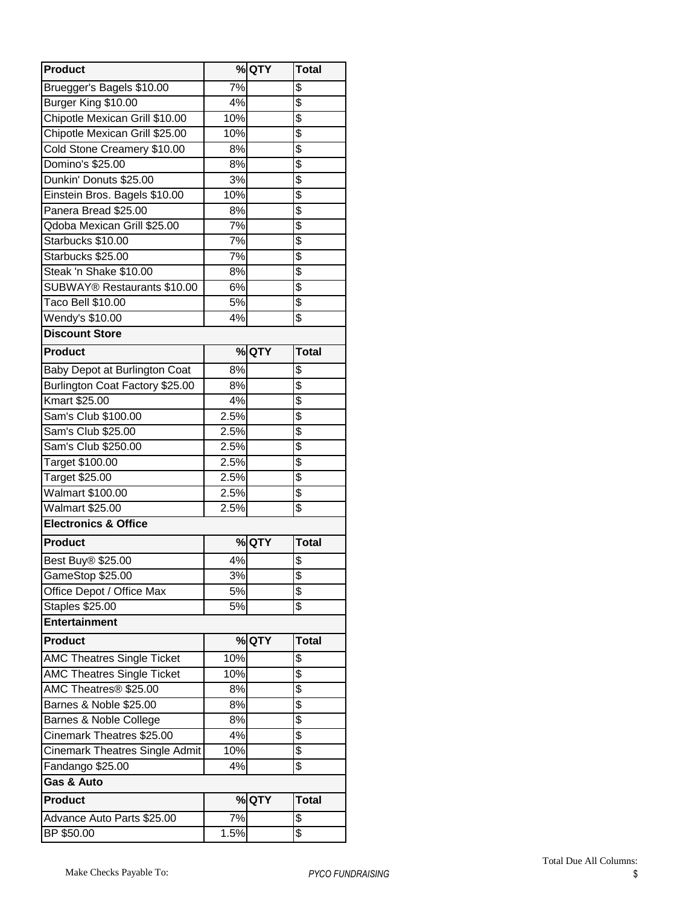| Product | % | QTY | Total |
|---|---|---|---|
| Bruegger's Bagels $10.00 | 7% | | $ |
| Burger King $10.00 | 4% | | $ |
| Chipotle Mexican Grill $10.00 | 10% | | $ |
| Chipotle Mexican Grill $25.00 | 10% | | $ |
| Cold Stone Creamery $10.00 | 8% | | $ |
| Domino's $25.00 | 8% | | $ |
| Dunkin' Donuts $25.00 | 3% | | $ |
| Einstein Bros. Bagels $10.00 | 10% | | $ |
| Panera Bread $25.00 | 8% | | $ |
| Qdoba Mexican Grill $25.00 | 7% | | $ |
| Starbucks $10.00 | 7% | | $ |
| Starbucks $25.00 | 7% | | $ |
| Steak 'n Shake $10.00 | 8% | | $ |
| SUBWAY® Restaurants $10.00 | 6% | | $ |
| Taco Bell $10.00 | 5% | | $ |
| Wendy's $10.00 | 4% | | $ |

**Discount Store**

| Product | % | QTY | Total |
|---|---|---|---|
| Baby Depot at Burlington Coat | 8% | | $ |
| Burlington Coat Factory $25.00 | 8% | | $ |
| Kmart $25.00 | 4% | | $ |
| Sam's Club $100.00 | 2.5% | | $ |
| Sam's Club $25.00 | 2.5% | | $ |
| Sam's Club $250.00 | 2.5% | | $ |
| Target $100.00 | 2.5% | | $ |
| Target $25.00 | 2.5% | | $ |
| Walmart $100.00 | 2.5% | | $ |
| Walmart $25.00 | 2.5% | | $ |

**Electronics & Office**

| Product | % | QTY | Total |
|---|---|---|---|
| Best Buy® $25.00 | 4% | | $ |
| GameStop $25.00 | 3% | | $ |
| Office Depot / Office Max | 5% | | $ |
| Staples $25.00 | 5% | | $ |

**Entertainment**

| Product | % | QTY | Total |
|---|---|---|---|
| AMC Theatres Single Ticket | 10% | | $ |
| AMC Theatres Single Ticket | 10% | | $ |
| AMC Theatres® $25.00 | 8% | | $ |
| Barnes & Noble $25.00 | 8% | | $ |
| Barnes & Noble College | 8% | | $ |
| Cinemark Theatres $25.00 | 4% | | $ |
| Cinemark Theatres Single Admit | 10% | | $ |
| Fandango $25.00 | 4% | | $ |

**Gas & Auto**

| Product | % | QTY | Total |
|---|---|---|---|
| Advance Auto Parts $25.00 | 7% | | $ |
| BP $50.00 | 1.5% | | $ |

Make Checks Payable To: *PYCO FUNDRAISING*

Total Due All Columns: $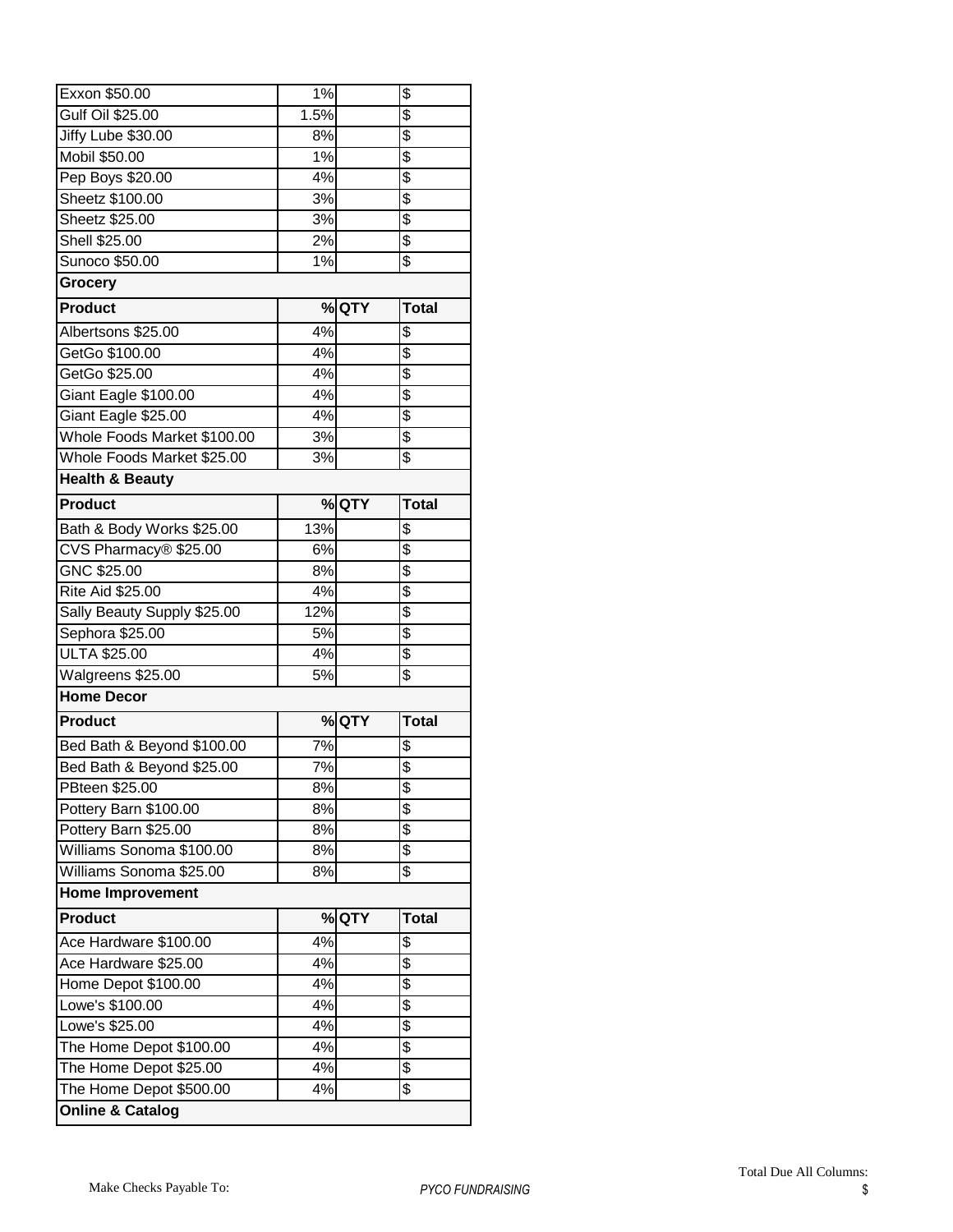| | | | |
|---|---|---|---|
| Exxon $50.00 | 1% | | $ |
| Gulf Oil $25.00 | 1.5% | | $ |
| Jiffy Lube $30.00 | 8% | | $ |
| Mobil $50.00 | 1% | | $ |
| Pep Boys $20.00 | 4% | | $ |
| Sheetz $100.00 | 3% | | $ |
| Sheetz $25.00 | 3% | | $ |
| Shell $25.00 | 2% | | $ |
| Sunoco $50.00 | 1% | | $ |

**Grocery**

| Product | % | QTY | Total |
|---|---|---|---|
| Albertsons $25.00 | 4% | | $ |
| GetGo $100.00 | 4% | | $ |
| GetGo $25.00 | 4% | | $ |
| Giant Eagle $100.00 | 4% | | $ |
| Giant Eagle $25.00 | 4% | | $ |
| Whole Foods Market $100.00 | 3% | | $ |
| Whole Foods Market $25.00 | 3% | | $ |

**Health & Beauty**

| Product | % | QTY | Total |
|---|---|---|---|
| Bath & Body Works $25.00 | 13% | | $ |
| CVS Pharmacy® $25.00 | 6% | | $ |
| GNC $25.00 | 8% | | $ |
| Rite Aid $25.00 | 4% | | $ |
| Sally Beauty Supply $25.00 | 12% | | $ |
| Sephora $25.00 | 5% | | $ |
| ULTA $25.00 | 4% | | $ |
| Walgreens $25.00 | 5% | | $ |

**Home Decor**

| Product | % | QTY | Total |
|---|---|---|---|
| Bed Bath & Beyond $100.00 | 7% | | $ |
| Bed Bath & Beyond $25.00 | 7% | | $ |
| PBteen $25.00 | 8% | | $ |
| Pottery Barn $100.00 | 8% | | $ |
| Pottery Barn $25.00 | 8% | | $ |
| Williams Sonoma $100.00 | 8% | | $ |
| Williams Sonoma $25.00 | 8% | | $ |

**Home Improvement**

| Product | % | QTY | Total |
|---|---|---|---|
| Ace Hardware $100.00 | 4% | | $ |
| Ace Hardware $25.00 | 4% | | $ |
| Home Depot $100.00 | 4% | | $ |
| Lowe's $100.00 | 4% | | $ |
| Lowe's $25.00 | 4% | | $ |
| The Home Depot $100.00 | 4% | | $ |
| The Home Depot $25.00 | 4% | | $ |
| The Home Depot $500.00 | 4% | | $ |

**Online & Catalog**

Make Checks Payable To: *PYCO FUNDRAISING*

Total Due All Columns: $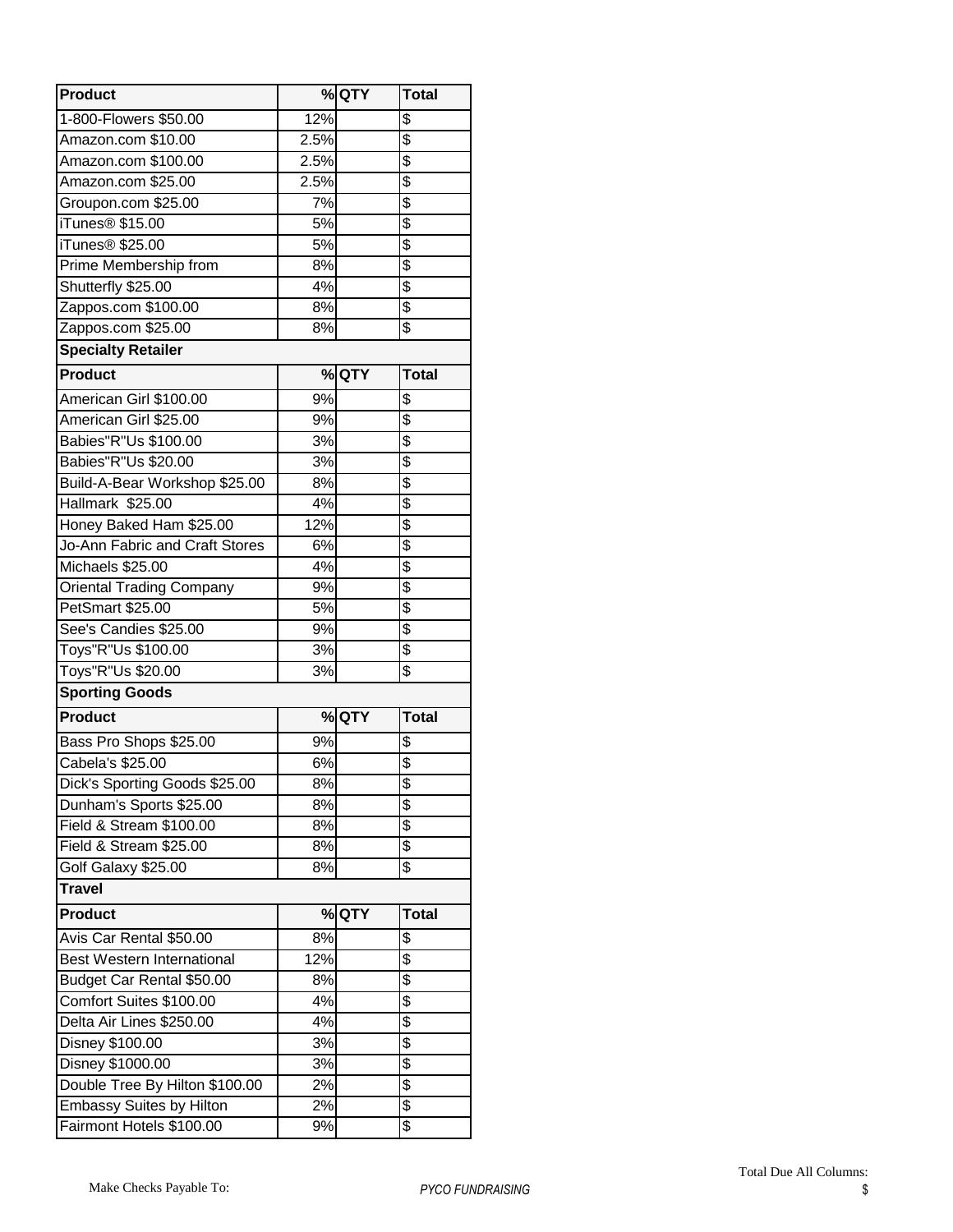| Product | % | QTY | Total |
|---|---|---|---|
| 1-800-Flowers $50.00 | 12% | | $ |
| Amazon.com $10.00 | 2.5% | | $ |
| Amazon.com $100.00 | 2.5% | | $ |
| Amazon.com $25.00 | 2.5% | | $ |
| Groupon.com $25.00 | 7% | | $ |
| iTunes® $15.00 | 5% | | $ |
| iTunes® $25.00 | 5% | | $ |
| Prime Membership from | 8% | | $ |
| Shutterfly $25.00 | 4% | | $ |
| Zappos.com $100.00 | 8% | | $ |
| Zappos.com $25.00 | 8% | | $ |
| **Specialty Retailer** | | | |
| **Product** | **%** | **QTY** | **Total** |
| American Girl $100.00 | 9% | | $ |
| American Girl $25.00 | 9% | | $ |
| Babies"R"Us $100.00 | 3% | | $ |
| Babies"R"Us $20.00 | 3% | | $ |
| Build-A-Bear Workshop $25.00 | 8% | | $ |
| Hallmark $25.00 | 4% | | $ |
| Honey Baked Ham $25.00 | 12% | | $ |
| Jo-Ann Fabric and Craft Stores | 6% | | $ |
| Michaels $25.00 | 4% | | $ |
| Oriental Trading Company | 9% | | $ |
| PetSmart $25.00 | 5% | | $ |
| See's Candies $25.00 | 9% | | $ |
| Toys"R"Us $100.00 | 3% | | $ |
| Toys"R"Us $20.00 | 3% | | $ |
| **Sporting Goods** | | | |
| **Product** | **%** | **QTY** | **Total** |
| Bass Pro Shops $25.00 | 9% | | $ |
| Cabela's $25.00 | 6% | | $ |
| Dick's Sporting Goods $25.00 | 8% | | $ |
| Dunham's Sports $25.00 | 8% | | $ |
| Field & Stream $100.00 | 8% | | $ |
| Field & Stream $25.00 | 8% | | $ |
| Golf Galaxy $25.00 | 8% | | $ |
| **Travel** | | | |
| **Product** | **%** | **QTY** | **Total** |
| Avis Car Rental $50.00 | 8% | | $ |
| Best Western International | 12% | | $ |
| Budget Car Rental $50.00 | 8% | | $ |
| Comfort Suites $100.00 | 4% | | $ |
| Delta Air Lines $250.00 | 4% | | $ |
| Disney $100.00 | 3% | | $ |
| Disney $1000.00 | 3% | | $ |
| Double Tree By Hilton $100.00 | 2% | | $ |
| Embassy Suites by Hilton | 2% | | $ |
| Fairmont Hotels $100.00 | 9% | | $ |

Make Checks Payable To: *PYCO FUNDRAISING*

Total Due All Columns: $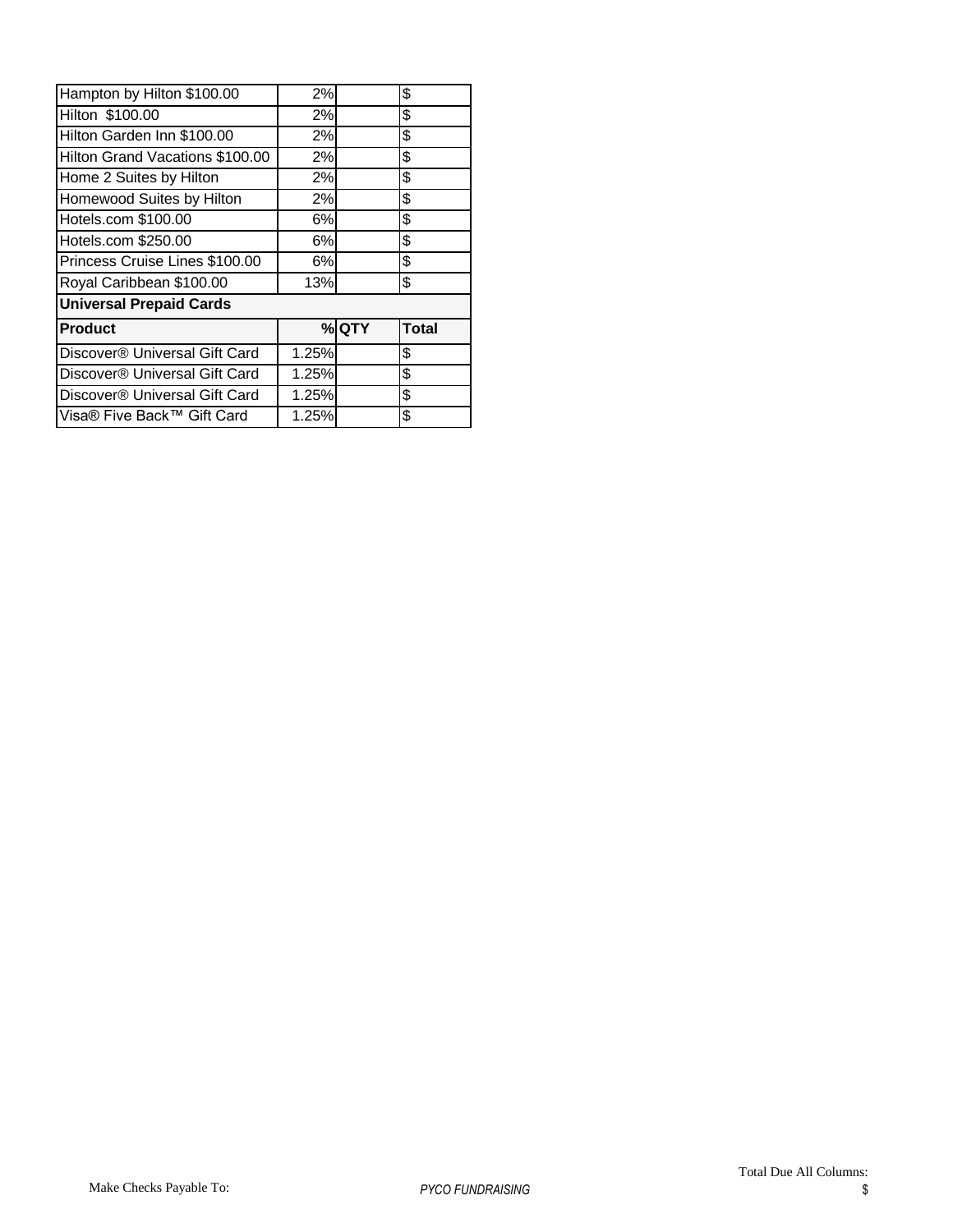| | | | |
|---|---|---|---|
| Hampton by Hilton $100.00 | 2% | | $ |
| Hilton $100.00 | 2% | | $ |
| Hilton Garden Inn $100.00 | 2% | | $ |
| Hilton Grand Vacations $100.00 | 2% | | $ |
| Home 2 Suites by Hilton | 2% | | $ |
| Homewood Suites by Hilton | 2% | | $ |
| Hotels.com $100.00 | 6% | | $ |
| Hotels.com $250.00 | 6% | | $ |
| Princess Cruise Lines $100.00 | 6% | | $ |
| Royal Caribbean $100.00 | 13% | | $ |
| **Universal Prepaid Cards** | | | |
| **Product** | **%** | **QTY** | **Total** |
| Discover® Universal Gift Card | 1.25% | | $ |
| Discover® Universal Gift Card | 1.25% | | $ |
| Discover® Universal Gift Card | 1.25% | | $ |
| Visa® Five Back™ Gift Card | 1.25% | | $ |

Make Checks Payable To: *PYCO FUNDRAISING*

Total Due All Columns: $